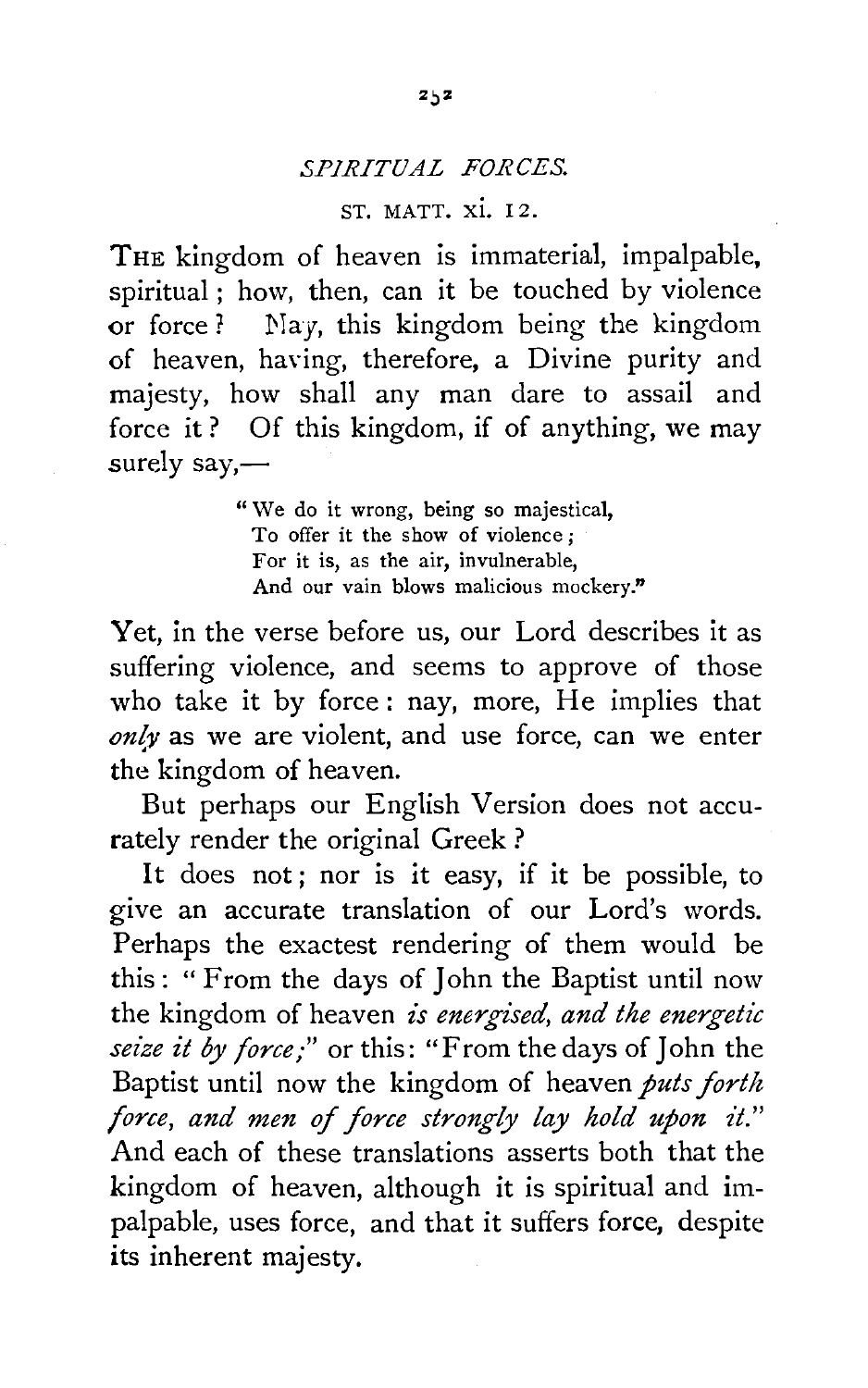## *SPIRITUAL FORCES.*

### ST. MATT. xi. 12.

THE kingdom of heaven is immaterial, impalpable, spiritual; how, then, can it be touched by violence or force? Nay, this kingdom being the kingdom of heaven, having, therefore, a Divine purity and majesty, how shall any man dare to assail and force it? Of this kingdom, if of anything, we may surely say,—

> "We do it wrong, being so majestical,
> To offer it the show of violence;
> For it is, as the air, invulnerable,
> And our vain blows malicious mockery."

Yet, in the verse before us, our Lord describes it as suffering violence, and seems to approve of those who take it by force: nay, more, He implies that *only* as we are violent, and use force, can we enter the kingdom of heaven.

But perhaps our English Version does not accurately render the original Greek?

It does not; nor is it easy, if it be possible, to give an accurate translation of our Lord's words. Perhaps the exactest rendering of them would be this: "From the days of John the Baptist until now the kingdom of heaven *is energised, and the energetic seize it by force;*" or this: "From the days of John the Baptist until now the kingdom of heaven *puts forth force, and men of force strongly lay hold upon it.*" And each of these translations asserts both that the kingdom of heaven, although it is spiritual and impalpable, uses force, and that it suffers force, despite its inherent majesty.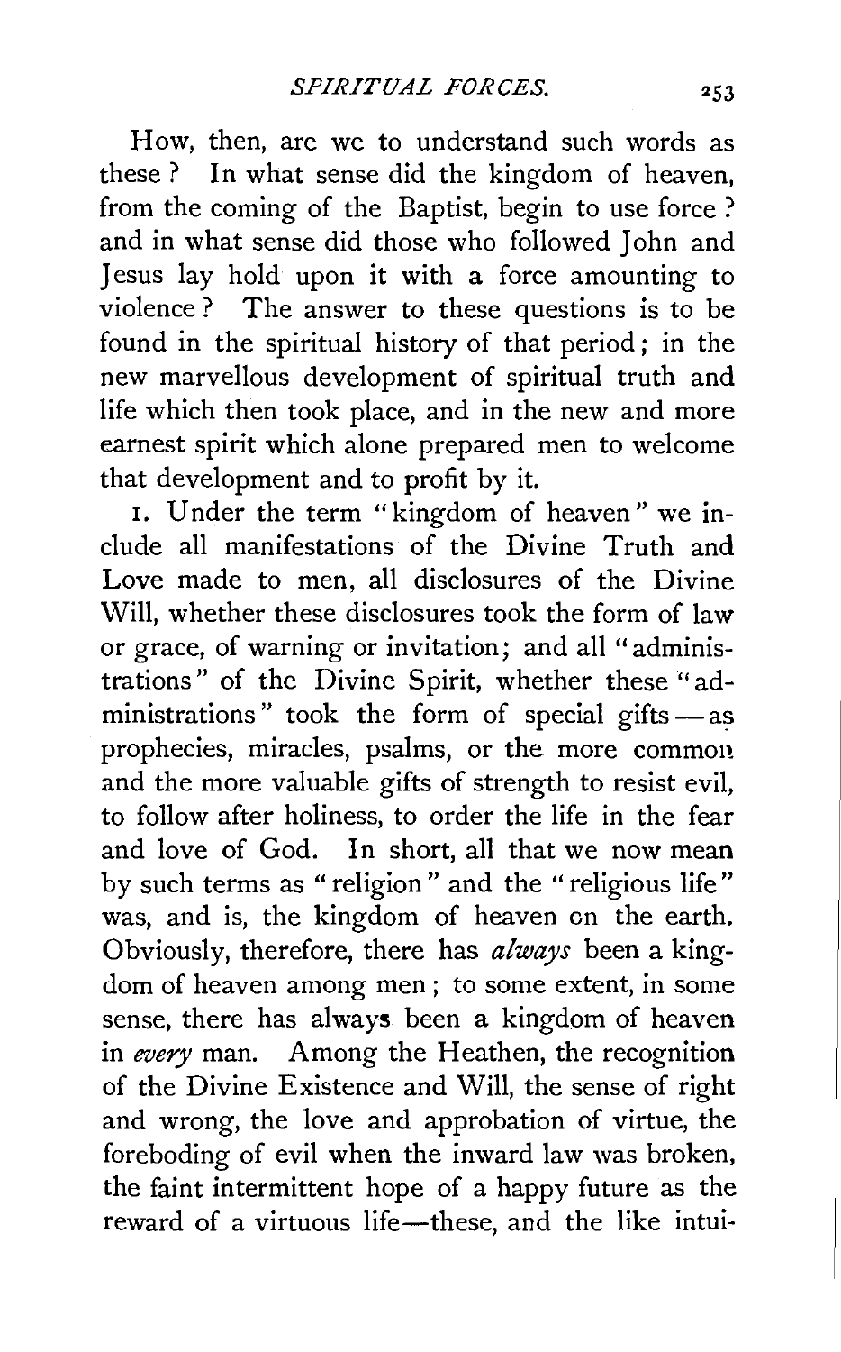How, then, are we to understand such words as these? In what sense did the kingdom of heaven, from the coming of the Baptist, begin to use force? and in what sense did those who followed John and Jesus lay hold upon it with a force amounting to violence? The answer to these questions is to be found in the spiritual history of that period; in the new marvellous development of spiritual truth and life which then took place, and in the new and more earnest spirit which alone prepared men to welcome that development and to profit by it.

1. Under the term "kingdom of heaven" we include all manifestations of the Divine Truth and Love made to men, all disclosures of the Divine Will, whether these disclosures took the form of law or grace, of warning or invitation; and all "administrations" of the Divine Spirit, whether these "administrations" took the form of special gifts — as prophecies, miracles, psalms, or the more common and the more valuable gifts of strength to resist evil, to follow after holiness, to order the life in the fear and love of God. In short, all that we now mean by such terms as "religion" and the "religious life" was, and is, the kingdom of heaven on the earth. Obviously, therefore, there has *always* been a kingdom of heaven among men; to some extent, in some sense, there has always been a kingdom of heaven in *every* man. Among the Heathen, the recognition of the Divine Existence and Will, the sense of right and wrong, the love and approbation of virtue, the foreboding of evil when the inward law was broken, the faint intermittent hope of a happy future as the reward of a virtuous life—these, and the like intui-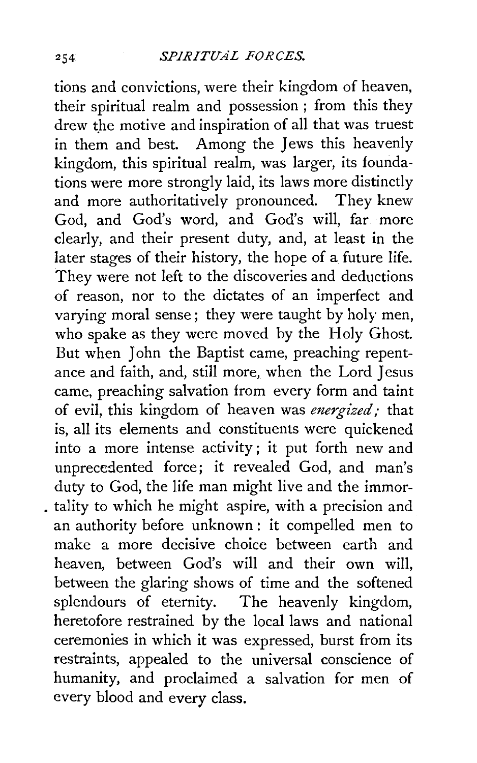tions and convictions, were their kingdom of heaven, their spiritual realm and possession; from this they drew the motive and inspiration of all that was truest in them and best. Among the Jews this heavenly kingdom, this spiritual realm, was larger, its foundations were more strongly laid, its laws more distinctly and more authoritatively pronounced. They knew God, and God's word, and God's will, far more clearly, and their present duty, and, at least in the later stages of their history, the hope of a future life. They were not left to the discoveries and deductions of reason, nor to the dictates of an imperfect and varying moral sense; they were taught by holy men, who spake as they were moved by the Holy Ghost. But when John the Baptist came, preaching repentance and faith, and, still more, when the Lord Jesus came, preaching salvation from every form and taint of evil, this kingdom of heaven was *energized;* that is, all its elements and constituents were quickened into a more intense activity; it put forth new and unprecedented force; it revealed God, and man's duty to God, the life man might live and the immortality to which he might aspire, with a precision and an authority before unknown: it compelled men to make a more decisive choice between earth and heaven, between God's will and their own will, between the glaring shows of time and the softened splendours of eternity. The heavenly kingdom, heretofore restrained by the local laws and national ceremonies in which it was expressed, burst from its restraints, appealed to the universal conscience of humanity, and proclaimed a salvation for men of every blood and every class.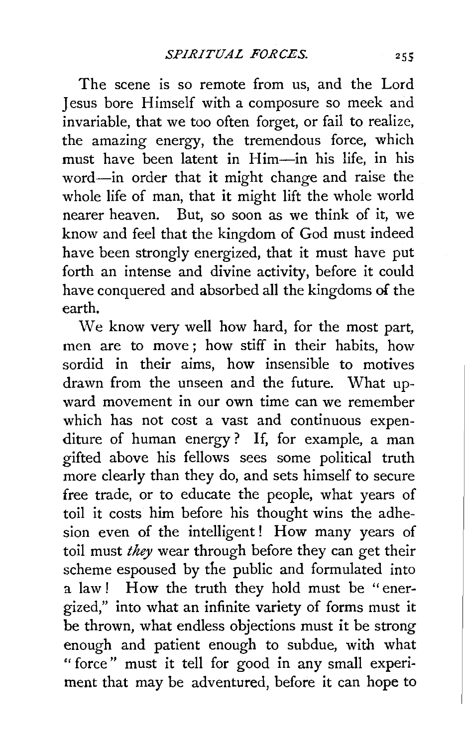The scene is so remote from us, and the Lord Jesus bore Himself with a composure so meek and invariable, that we too often forget, or fail to realize, the amazing energy, the tremendous force, which must have been latent in Him—in his life, in his word—in order that it might change and raise the whole life of man, that it might lift the whole world nearer heaven. But, so soon as we think of it, we know and feel that the kingdom of God must indeed have been strongly energized, that it must have put forth an intense and divine activity, before it could have conquered and absorbed all the kingdoms of the earth.

We know very well how hard, for the most part, men are to move; how stiff in their habits, how sordid in their aims, how insensible to motives drawn from the unseen and the future. What upward movement in our own time can we remember which has not cost a vast and continuous expenditure of human energy? If, for example, a man gifted above his fellows sees some political truth more clearly than they do, and sets himself to secure free trade, or to educate the people, what years of toil it costs him before his thought wins the adhesion even of the intelligent! How many years of toil must *they* wear through before they can get their scheme espoused by the public and formulated into a law! How the truth they hold must be "energized," into what an infinite variety of forms must it be thrown, what endless objections must it be strong enough and patient enough to subdue, with what "force" must it tell for good in any small experiment that may be adventured, before it can hope to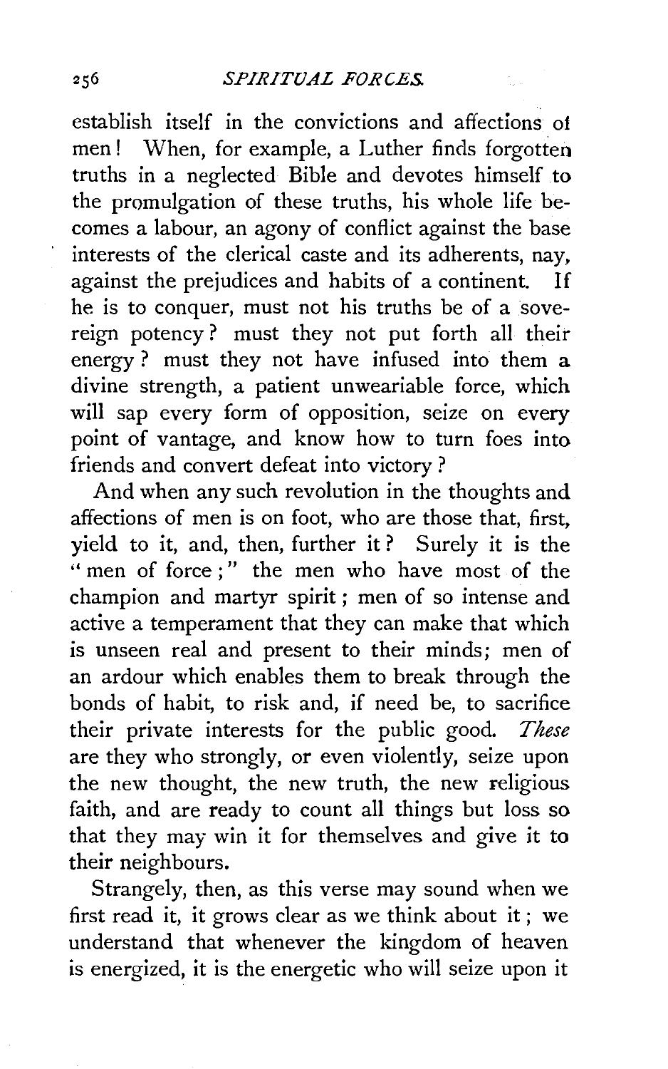establish itself in the convictions and affections of men! When, for example, a Luther finds forgotten truths in a neglected Bible and devotes himself to the promulgation of these truths, his whole life becomes a labour, an agony of conflict against the base interests of the clerical caste and its adherents, nay, against the prejudices and habits of a continent. If he is to conquer, must not his truths be of a sovereign potency? must they not put forth all their energy? must they not have infused into them a divine strength, a patient unweariable force, which will sap every form of opposition, seize on every point of vantage, and know how to turn foes into friends and convert defeat into victory?

And when any such revolution in the thoughts and affections of men is on foot, who are those that, first, yield to it, and, then, further it? Surely it is the "men of force;" the men who have most of the champion and martyr spirit; men of so intense and active a temperament that they can make that which is unseen real and present to their minds; men of an ardour which enables them to break through the bonds of habit, to risk and, if need be, to sacrifice their private interests for the public good. *These* are they who strongly, or even violently, seize upon the new thought, the new truth, the new religious faith, and are ready to count all things but loss so that they may win it for themselves and give it to their neighbours.

Strangely, then, as this verse may sound when we first read it, it grows clear as we think about it; we understand that whenever the kingdom of heaven is energized, it is the energetic who will seize upon it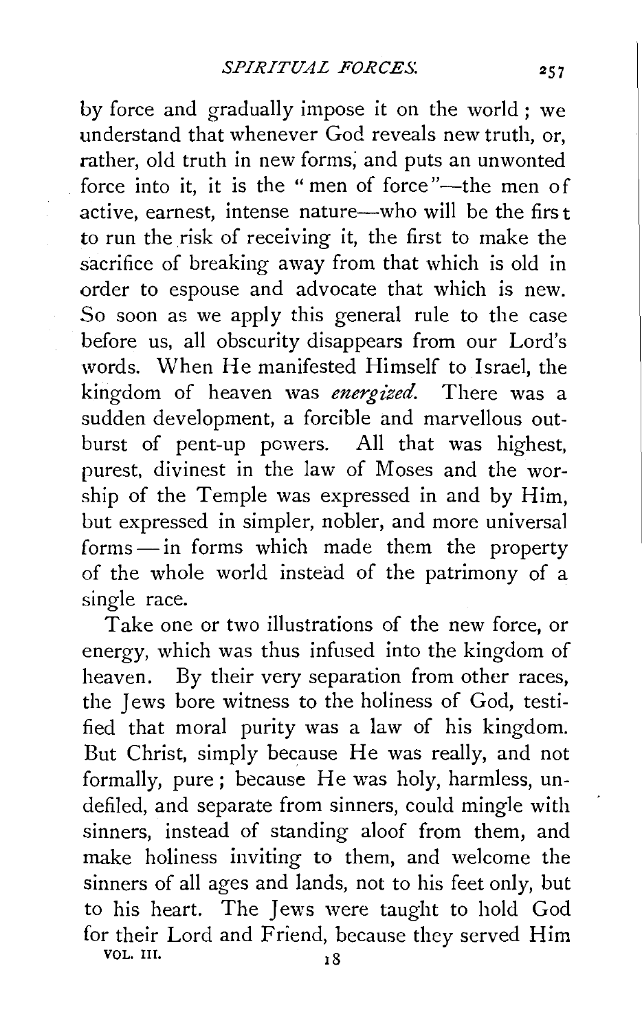by force and gradually impose it on the world; we understand that whenever God reveals new truth, or, rather, old truth in new forms, and puts an unwonted force into it, it is the "men of force"—the men of active, earnest, intense nature—who will be the first to run the risk of receiving it, the first to make the sacrifice of breaking away from that which is old in order to espouse and advocate that which is new. So soon as we apply this general rule to the case before us, all obscurity disappears from our Lord's words. When He manifested Himself to Israel, the kingdom of heaven was *energized*. There was a sudden development, a forcible and marvellous outburst of pent-up powers. All that was highest, purest, divinest in the law of Moses and the worship of the Temple was expressed in and by Him, but expressed in simpler, nobler, and more universal forms — in forms which made them the property of the whole world instead of the patrimony of a single race.

Take one or two illustrations of the new force, or energy, which was thus infused into the kingdom of heaven. By their very separation from other races, the Jews bore witness to the holiness of God, testified that moral purity was a law of his kingdom. But Christ, simply because He was really, and not formally, pure; because He was holy, harmless, undefiled, and separate from sinners, could mingle with sinners, instead of standing aloof from them, and make holiness inviting to them, and welcome the sinners of all ages and lands, not to his feet only, but to his heart. The Jews were taught to hold God for their Lord and Friend, because they served Him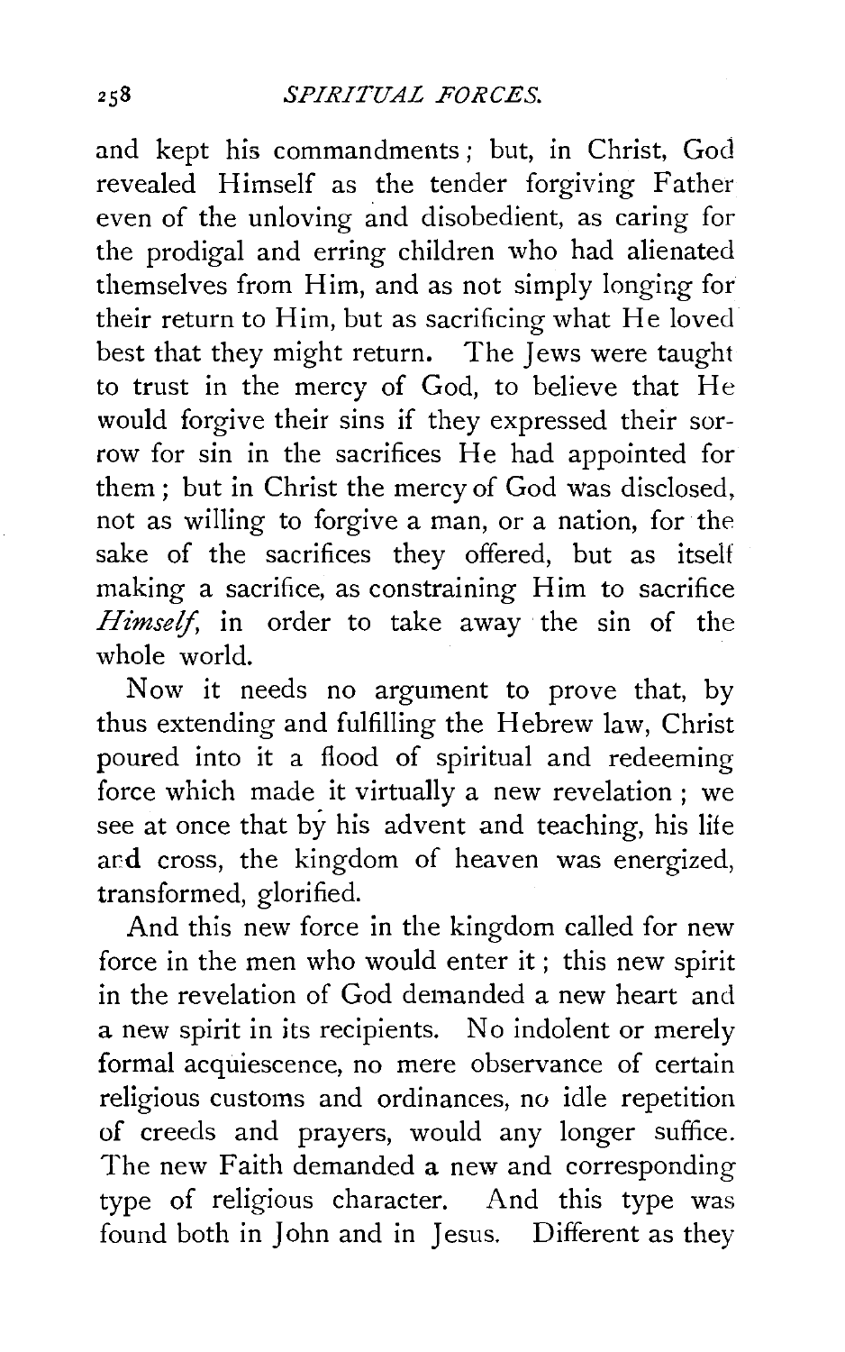and kept his commandments; but, in Christ, God revealed Himself as the tender forgiving Father even of the unloving and disobedient, as caring for the prodigal and erring children who had alienated themselves from Him, and as not simply longing for their return to Him, but as sacrificing what He loved best that they might return. The Jews were taught to trust in the mercy of God, to believe that He would forgive their sins if they expressed their sorrow for sin in the sacrifices He had appointed for them; but in Christ the mercy of God was disclosed, not as willing to forgive a man, or a nation, for the sake of the sacrifices they offered, but as itself making a sacrifice, as constraining Him to sacrifice *Himself*, in order to take away the sin of the whole world.

Now it needs no argument to prove that, by thus extending and fulfilling the Hebrew law, Christ poured into it a flood of spiritual and redeeming force which made it virtually a new revelation; we see at once that by his advent and teaching, his life and cross, the kingdom of heaven was energized, transformed, glorified.

And this new force in the kingdom called for new force in the men who would enter it; this new spirit in the revelation of God demanded a new heart and a new spirit in its recipients. No indolent or merely formal acquiescence, no mere observance of certain religious customs and ordinances, no idle repetition of creeds and prayers, would any longer suffice. The new Faith demanded a new and corresponding type of religious character. And this type was found both in John and in Jesus. Different as they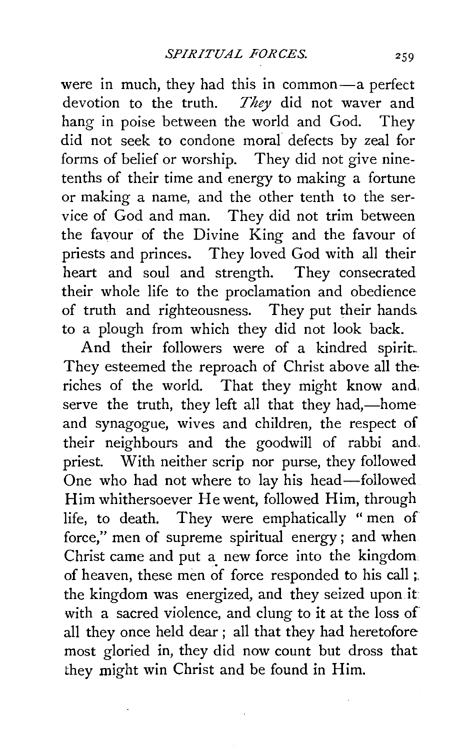were in much, they had this in common—a perfect devotion to the truth. *They* did not waver and hang in poise between the world and God. They did not seek to condone moral defects by zeal for forms of belief or worship. They did not give nine-tenths of their time and energy to making a fortune or making a name, and the other tenth to the service of God and man. They did not trim between the favour of the Divine King and the favour of priests and princes. They loved God with all their heart and soul and strength. They consecrated their whole life to the proclamation and obedience of truth and righteousness. They put their hands to a plough from which they did not look back.

And their followers were of a kindred spirit. They esteemed the reproach of Christ above all the riches of the world. That they might know and serve the truth, they left all that they had,—home and synagogue, wives and children, the respect of their neighbours and the goodwill of rabbi and priest. With neither scrip nor purse, they followed One who had not where to lay his head—followed Him whithersoever He went, followed Him, through life, to death. They were emphatically "men of force," men of supreme spiritual energy; and when Christ came and put a new force into the kingdom of heaven, these men of force responded to his call; the kingdom was energized, and they seized upon it with a sacred violence, and clung to it at the loss of all they once held dear; all that they had heretofore most gloried in, they did now count but dross that they might win Christ and be found in Him.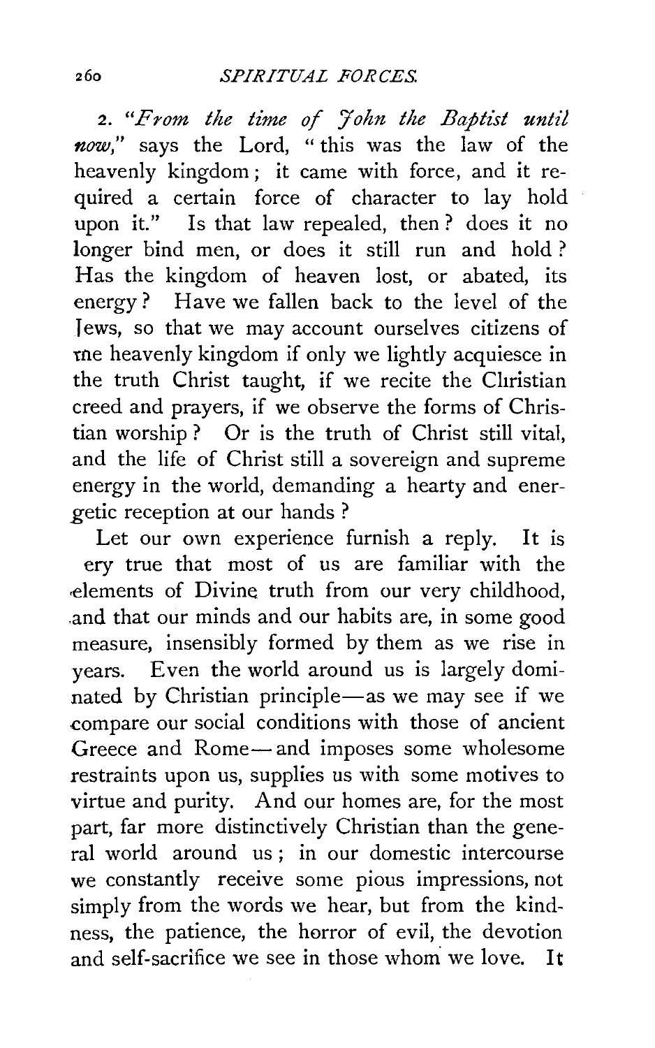2. *"From the time of John the Baptist until now,"* says the Lord, "this was the law of the heavenly kingdom; it came with force, and it required a certain force of character to lay hold upon it." Is that law repealed, then? does it no longer bind men, or does it still run and hold? Has the kingdom of heaven lost, or abated, its energy? Have we fallen back to the level of the Jews, so that we may account ourselves citizens of the heavenly kingdom if only we lightly acquiesce in the truth Christ taught, if we recite the Christian creed and prayers, if we observe the forms of Christian worship? Or is the truth of Christ still vital, and the life of Christ still a sovereign and supreme energy in the world, demanding a hearty and energetic reception at our hands?

Let our own experience furnish a reply. It is ery true that most of us are familiar with the elements of Divine truth from our very childhood, and that our minds and our habits are, in some good measure, insensibly formed by them as we rise in years. Even the world around us is largely dominated by Christian principle—as we may see if we compare our social conditions with those of ancient Greece and Rome—and imposes some wholesome restraints upon us, supplies us with some motives to virtue and purity. And our homes are, for the most part, far more distinctively Christian than the general world around us; in our domestic intercourse we constantly receive some pious impressions, not simply from the words we hear, but from the kindness, the patience, the horror of evil, the devotion and self-sacrifice we see in those whom we love. It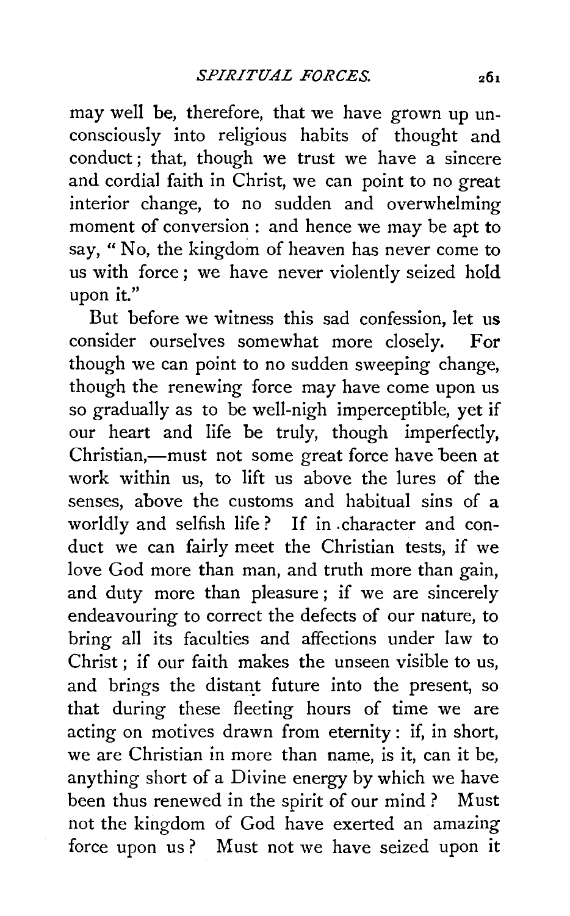may well be, therefore, that we have grown up unconsciously into religious habits of thought and conduct; that, though we trust we have a sincere and cordial faith in Christ, we can point to no great interior change, to no sudden and overwhelming moment of conversion: and hence we may be apt to say, "No, the kingdom of heaven has never come to us with force; we have never violently seized hold upon it."

But before we witness this sad confession, let us consider ourselves somewhat more closely. For though we can point to no sudden sweeping change, though the renewing force may have come upon us so gradually as to be well-nigh imperceptible, yet if our heart and life be truly, though imperfectly, Christian,—must not some great force have been at work within us, to lift us above the lures of the senses, above the customs and habitual sins of a worldly and selfish life? If in character and conduct we can fairly meet the Christian tests, if we love God more than man, and truth more than gain, and duty more than pleasure; if we are sincerely endeavouring to correct the defects of our nature, to bring all its faculties and affections under law to Christ; if our faith makes the unseen visible to us, and brings the distant future into the present, so that during these fleeting hours of time we are acting on motives drawn from eternity: if, in short, we are Christian in more than name, is it, can it be, anything short of a Divine energy by which we have been thus renewed in the spirit of our mind? Must not the kingdom of God have exerted an amazing force upon us? Must not we have seized upon it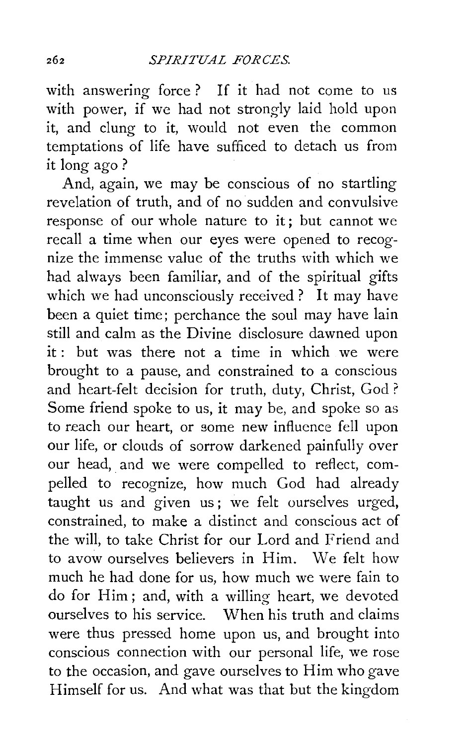with answering force? If it had not come to us with power, if we had not strongly laid hold upon it, and clung to it, would not even the common temptations of life have sufficed to detach us from it long ago?

And, again, we may be conscious of no startling revelation of truth, and of no sudden and convulsive response of our whole nature to it; but cannot we recall a time when our eyes were opened to recognize the immense value of the truths with which we had always been familiar, and of the spiritual gifts which we had unconsciously received? It may have been a quiet time; perchance the soul may have lain still and calm as the Divine disclosure dawned upon it: but was there not a time in which we were brought to a pause, and constrained to a conscious and heart-felt decision for truth, duty, Christ, God? Some friend spoke to us, it may be, and spoke so as to reach our heart, or some new influence fell upon our life, or clouds of sorrow darkened painfully over our head, and we were compelled to reflect, compelled to recognize, how much God had already taught us and given us; we felt ourselves urged, constrained, to make a distinct and conscious act of the will, to take Christ for our Lord and Friend and to avow ourselves believers in Him. We felt how much he had done for us, how much we were fain to do for Him; and, with a willing heart, we devoted ourselves to his service. When his truth and claims were thus pressed home upon us, and brought into conscious connection with our personal life, we rose to the occasion, and gave ourselves to Him who gave Himself for us. And what was that but the kingdom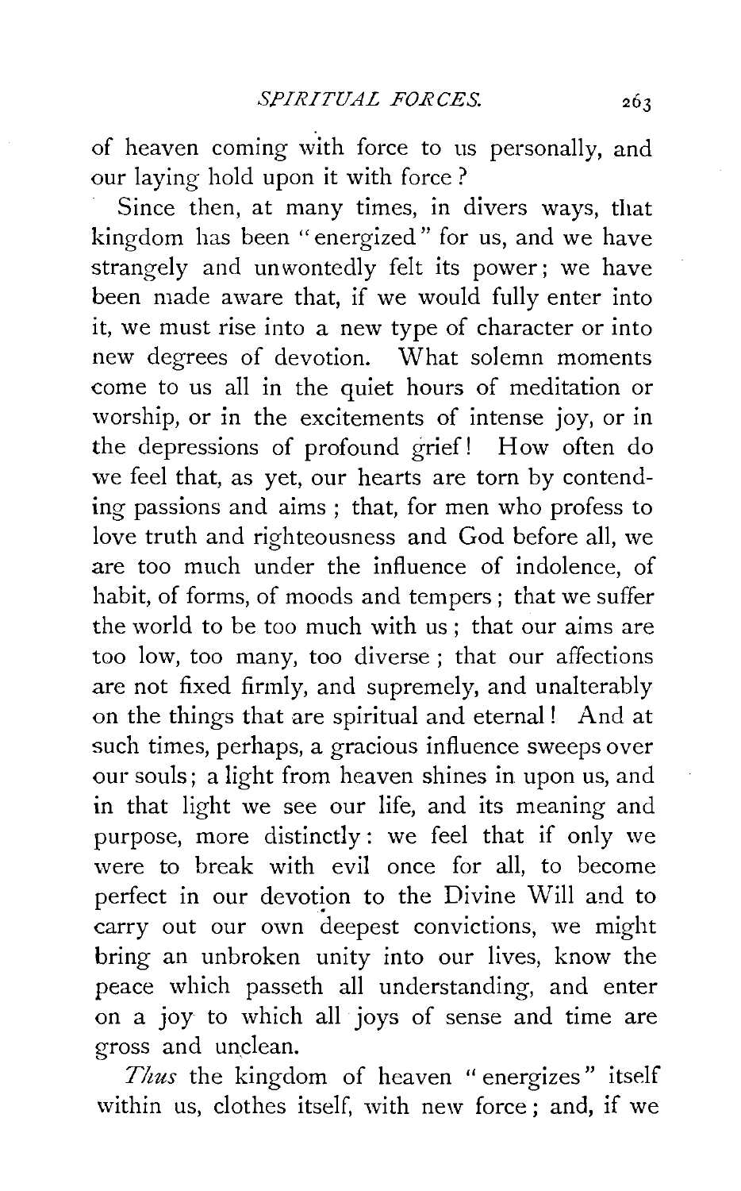of heaven coming with force to us personally, and our laying hold upon it with force?

Since then, at many times, in divers ways, that kingdom has been "energized" for us, and we have strangely and unwontedly felt its power; we have been made aware that, if we would fully enter into it, we must rise into a new type of character or into new degrees of devotion. What solemn moments come to us all in the quiet hours of meditation or worship, or in the excitements of intense joy, or in the depressions of profound grief! How often do we feel that, as yet, our hearts are torn by contending passions and aims; that, for men who profess to love truth and righteousness and God before all, we are too much under the influence of indolence, of habit, of forms, of moods and tempers; that we suffer the world to be too much with us; that our aims are too low, too many, too diverse; that our affections are not fixed firmly, and supremely, and unalterably on the things that are spiritual and eternal! And at such times, perhaps, a gracious influence sweeps over our souls; a light from heaven shines in upon us, and in that light we see our life, and its meaning and purpose, more distinctly: we feel that if only we were to break with evil once for all, to become perfect in our devotion to the Divine Will and to carry out our own deepest convictions, we might bring an unbroken unity into our lives, know the peace which passeth all understanding, and enter on a joy to which all joys of sense and time are gross and unclean.

*Thus* the kingdom of heaven "energizes" itself within us, clothes itself, with new force; and, if we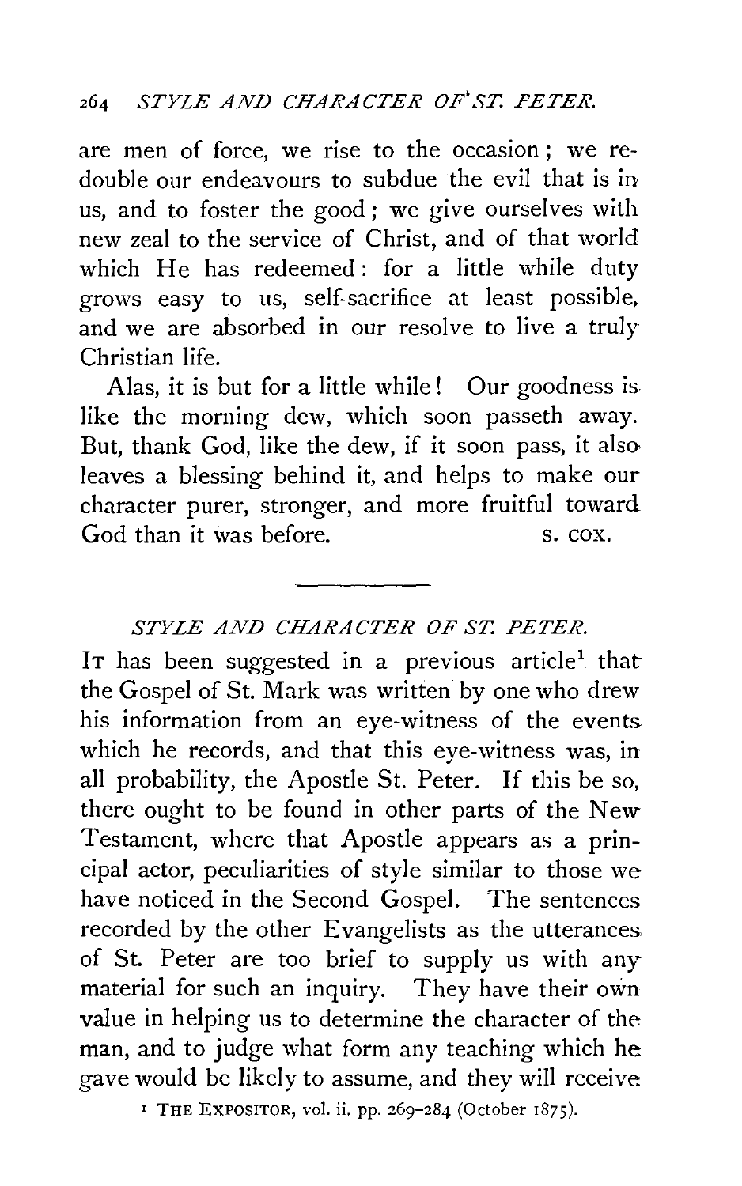are men of force, we rise to the occasion; we redouble our endeavours to subdue the evil that is in us, and to foster the good; we give ourselves with new zeal to the service of Christ, and of that world which He has redeemed: for a little while duty grows easy to us, self-sacrifice at least possible, and we are absorbed in our resolve to live a truly Christian life.

Alas, it is but for a little while! Our goodness is like the morning dew, which soon passeth away. But, thank God, like the dew, if it soon pass, it also leaves a blessing behind it, and helps to make our character purer, stronger, and more fruitful toward God than it was before.

S. COX.

---

## *STYLE AND CHARACTER OF ST. PETER.*

IT has been suggested in a previous article[1] that the Gospel of St. Mark was written by one who drew his information from an eye-witness of the events which he records, and that this eye-witness was, in all probability, the Apostle St. Peter. If this be so, there ought to be found in other parts of the New Testament, where that Apostle appears as a principal actor, peculiarities of style similar to those we have noticed in the Second Gospel. The sentences recorded by the other Evangelists as the utterances of St. Peter are too brief to supply us with any material for such an inquiry. They have their own value in helping us to determine the character of the man, and to judge what form any teaching which he gave would be likely to assume, and they will receive

[1] THE EXPOSITOR, vol. ii. pp. 269–284 (October 1875).